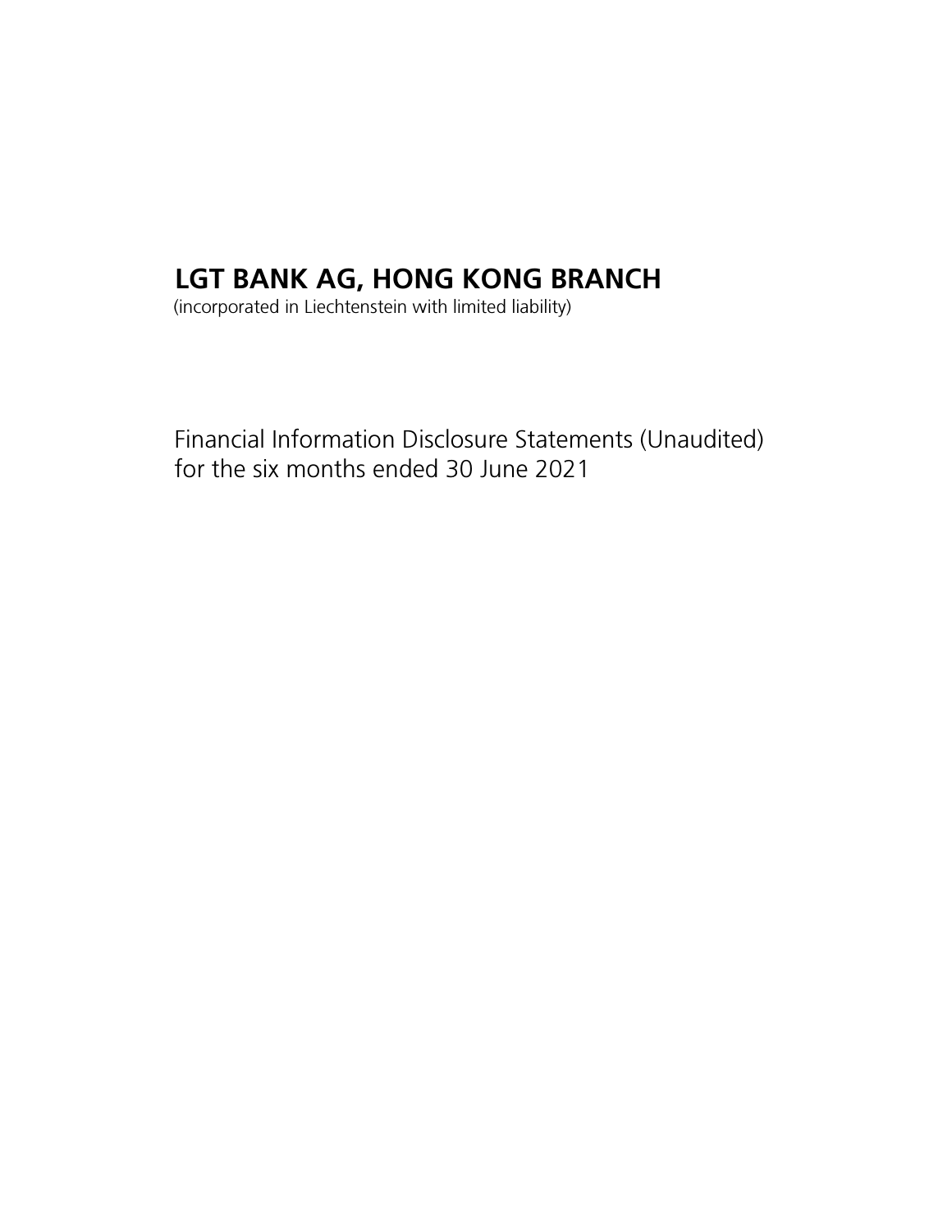# LGT BANK AG, HONG KONG BRANCH

(incorporated in Liechtenstein with limited liability)

Financial Information Disclosure Statements (Unaudited)
for the six months ended 30 June 2021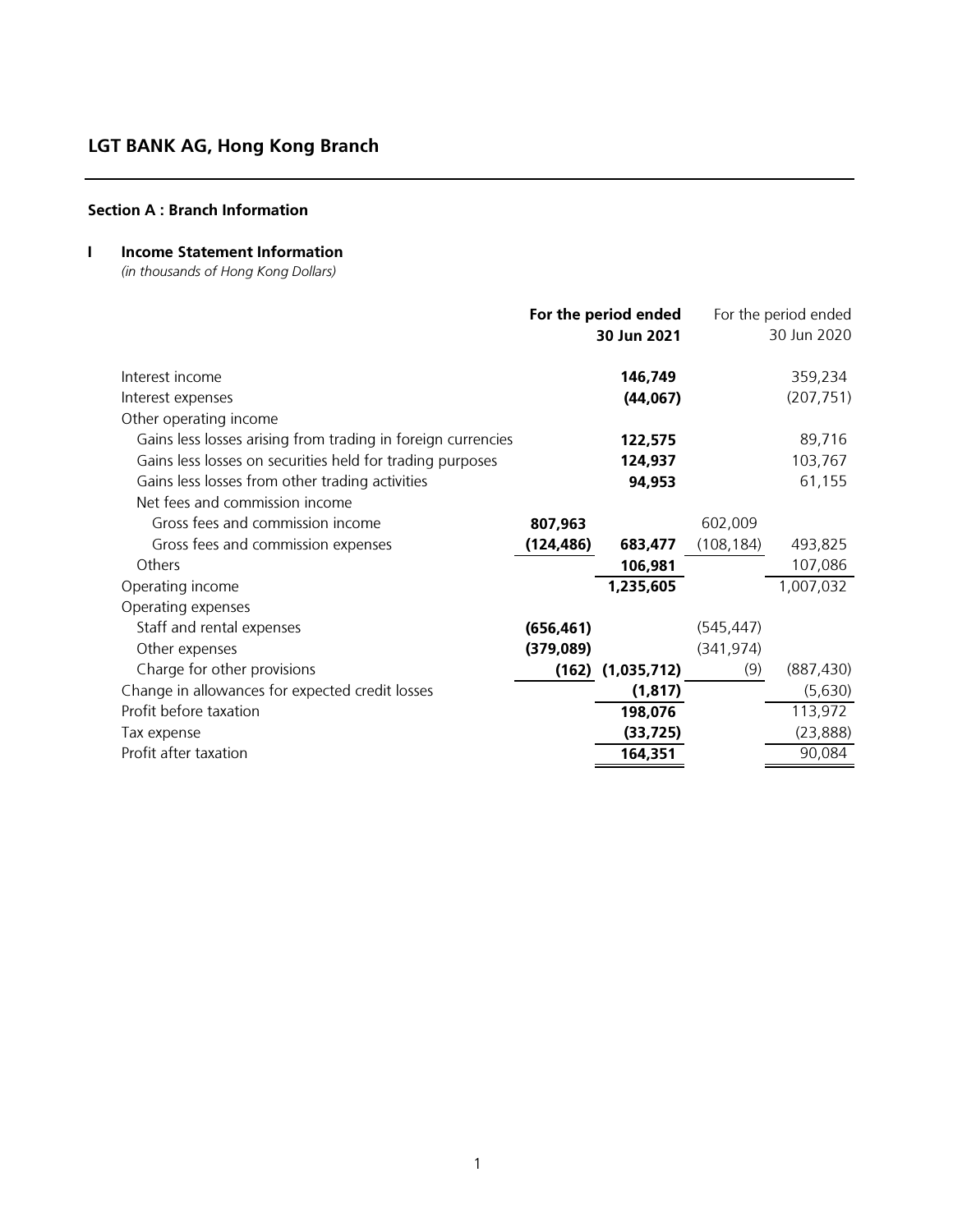## LGT BANK AG, Hong Kong Branch

### Section A : Branch Information

### I Income Statement Information

*(in thousands of Hong Kong Dollars)*

| | For the period ended 30 Jun 2021 | | For the period ended 30 Jun 2020 | |
|---|---|---|---|---|
| Interest income | | **146,749** | | 359,234 |
| Interest expenses | | **(44,067)** | | (207,751) |
| Other operating income | | | | |
| Gains less losses arising from trading in foreign currencies | | **122,575** | | 89,716 |
| Gains less losses on securities held for trading purposes | | **124,937** | | 103,767 |
| Gains less losses from other trading activities | | **94,953** | | 61,155 |
| Net fees and commission income | | | | |
| Gross fees and commission income | **807,963** | | 602,009 | |
| Gross fees and commission expenses | **(124,486)** | **683,477** | (108,184) | 493,825 |
| Others | | **106,981** | | 107,086 |
| Operating income | | **1,235,605** | | 1,007,032 |
| Operating expenses | | | | |
| Staff and rental expenses | **(656,461)** | | (545,447) | |
| Other expenses | **(379,089)** | | (341,974) | |
| Charge for other provisions | **(162)** | **(1,035,712)** | (9) | (887,430) |
| Change in allowances for expected credit losses | | **(1,817)** | | (5,630) |
| Profit before taxation | | **198,076** | | 113,972 |
| Tax expense | | **(33,725)** | | (23,888) |
| Profit after taxation | | **164,351** | | 90,084 |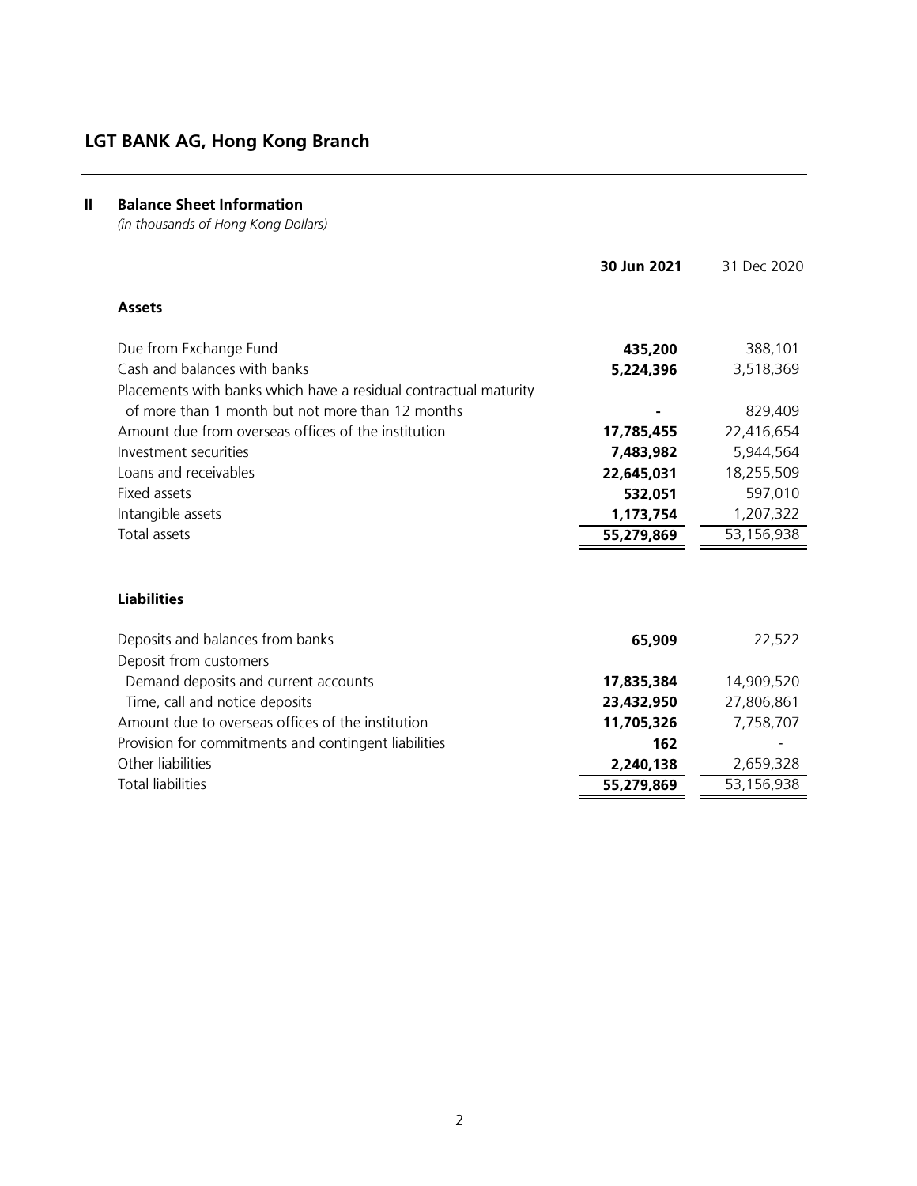# LGT BANK AG, Hong Kong Branch

## II Balance Sheet Information

*(in thousands of Hong Kong Dollars)*

| | **30 Jun 2021** | 31 Dec 2020 |
|---|---|---|
| **Assets** | | |
| Due from Exchange Fund | **435,200** | 388,101 |
| Cash and balances with banks | **5,224,396** | 3,518,369 |
| Placements with banks which have a residual contractual maturity of more than 1 month but not more than 12 months | **-** | 829,409 |
| Amount due from overseas offices of the institution | **17,785,455** | 22,416,654 |
| Investment securities | **7,483,982** | 5,944,564 |
| Loans and receivables | **22,645,031** | 18,255,509 |
| Fixed assets | **532,051** | 597,010 |
| Intangible assets | **1,173,754** | 1,207,322 |
| Total assets | **55,279,869** | 53,156,938 |
| **Liabilities** | | |
| Deposits and balances from banks | **65,909** | 22,522 |
| Deposit from customers | | |
| Demand deposits and current accounts | **17,835,384** | 14,909,520 |
| Time, call and notice deposits | **23,432,950** | 27,806,861 |
| Amount due to overseas offices of the institution | **11,705,326** | 7,758,707 |
| Provision for commitments and contingent liabilities | **162** | - |
| Other liabilities | **2,240,138** | 2,659,328 |
| Total liabilities | **55,279,869** | 53,156,938 |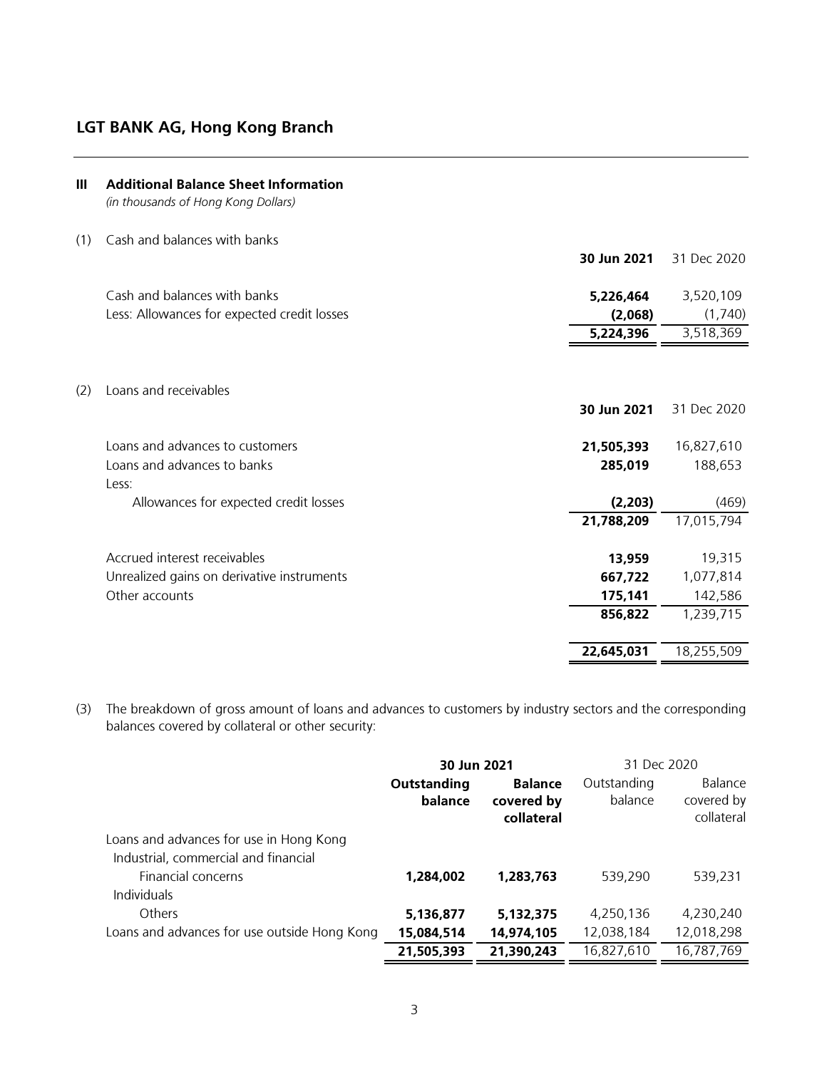## LGT BANK AG, Hong Kong Branch

## III Additional Balance Sheet Information

*(in thousands of Hong Kong Dollars)*

(1) Cash and balances with banks

| | **30 Jun 2021** | 31 Dec 2020 |
|---|---|---|
| Cash and balances with banks | **5,226,464** | 3,520,109 |
| Less: Allowances for expected credit losses | **(2,068)** | (1,740) |
| | **5,224,396** | 3,518,369 |

(2) Loans and receivables

| | **30 Jun 2021** | 31 Dec 2020 |
|---|---|---|
| Loans and advances to customers | **21,505,393** | 16,827,610 |
| Loans and advances to banks | **285,019** | 188,653 |
| Less: | | |
| Allowances for expected credit losses | **(2,203)** | (469) |
| | **21,788,209** | 17,015,794 |
| Accrued interest receivables | **13,959** | 19,315 |
| Unrealized gains on derivative instruments | **667,722** | 1,077,814 |
| Other accounts | **175,141** | 142,586 |
| | **856,822** | 1,239,715 |
| | **22,645,031** | 18,255,509 |

(3) The breakdown of gross amount of loans and advances to customers by industry sectors and the corresponding balances covered by collateral or other security:

| | **30 Jun 2021** | | 31 Dec 2020 | |
|---|---|---|---|---|
| | **Outstanding balance** | **Balance covered by collateral** | Outstanding balance | Balance covered by collateral |
| Loans and advances for use in Hong Kong | | | | |
| Industrial, commercial and financial | | | | |
| Financial concerns | **1,284,002** | **1,283,763** | 539,290 | 539,231 |
| Individuals | | | | |
| Others | **5,136,877** | **5,132,375** | 4,250,136 | 4,230,240 |
| Loans and advances for use outside Hong Kong | **15,084,514** | **14,974,105** | 12,038,184 | 12,018,298 |
| | **21,505,393** | **21,390,243** | 16,827,610 | 16,787,769 |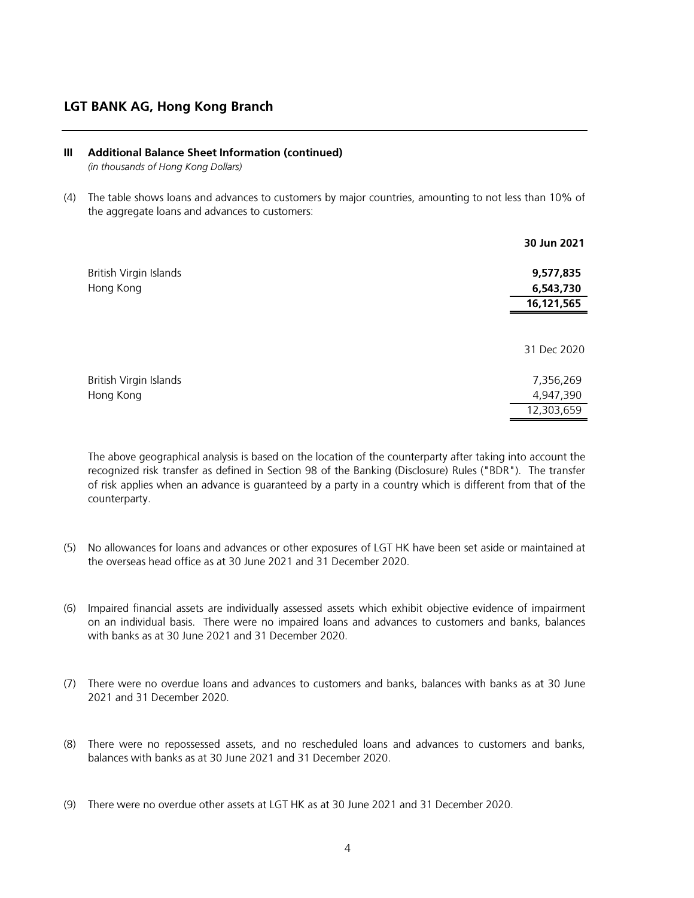## LGT BANK AG, Hong Kong Branch

### III Additional Balance Sheet Information (continued)

*(in thousands of Hong Kong Dollars)*

(4) The table shows loans and advances to customers by major countries, amounting to not less than 10% of the aggregate loans and advances to customers:

| | **30 Jun 2021** |
|---|---|
| British Virgin Islands | **9,577,835** |
| Hong Kong | **6,543,730** |
| | **16,121,565** |

| | 31 Dec 2020 |
|---|---|
| British Virgin Islands | 7,356,269 |
| Hong Kong | 4,947,390 |
| | 12,303,659 |

The above geographical analysis is based on the location of the counterparty after taking into account the recognized risk transfer as defined in Section 98 of the Banking (Disclosure) Rules ("BDR"). The transfer of risk applies when an advance is guaranteed by a party in a country which is different from that of the counterparty.

(5) No allowances for loans and advances or other exposures of LGT HK have been set aside or maintained at the overseas head office as at 30 June 2021 and 31 December 2020.

(6) Impaired financial assets are individually assessed assets which exhibit objective evidence of impairment on an individual basis. There were no impaired loans and advances to customers and banks, balances with banks as at 30 June 2021 and 31 December 2020.

(7) There were no overdue loans and advances to customers and banks, balances with banks as at 30 June 2021 and 31 December 2020.

(8) There were no repossessed assets, and no rescheduled loans and advances to customers and banks, balances with banks as at 30 June 2021 and 31 December 2020.

(9) There were no overdue other assets at LGT HK as at 30 June 2021 and 31 December 2020.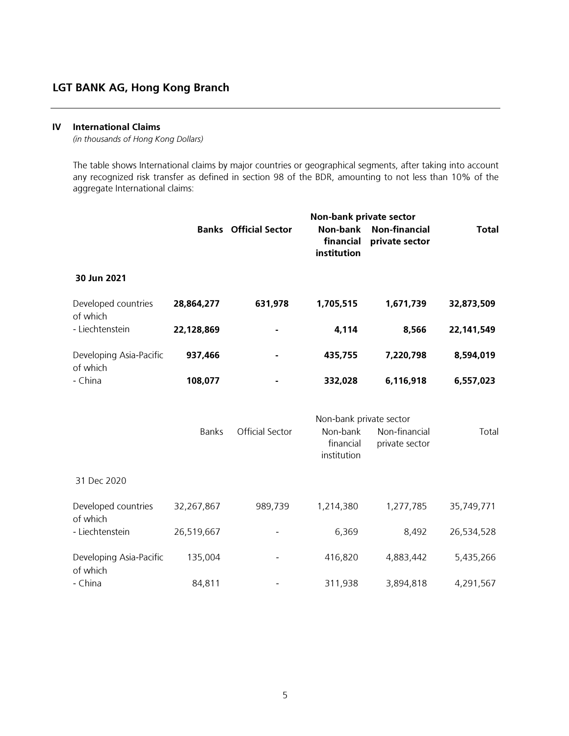## LGT BANK AG, Hong Kong Branch

### IV International Claims

*(in thousands of Hong Kong Dollars)*

The table shows International claims by major countries or geographical segments, after taking into account any recognized risk transfer as defined in section 98 of the BDR, amounting to not less than 10% of the aggregate International claims:

| | **Banks** | **Official Sector** | **Non-bank private sector** | | **Total** |
|---|---|---|---|---|---|
| | | | **Non-bank financial institution** | **Non-financial private sector** | |
| **30 Jun 2021** | | | | | |
| Developed countries of which | **28,864,277** | **631,978** | **1,705,515** | **1,671,739** | **32,873,509** |
| - Liechtenstein | **22,128,869** | **-** | **4,114** | **8,566** | **22,141,549** |
| Developing Asia-Pacific of which | **937,466** | **-** | **435,755** | **7,220,798** | **8,594,019** |
| - China | **108,077** | **-** | **332,028** | **6,116,918** | **6,557,023** |

| | Banks | Official Sector | Non-bank private sector | | Total |
|---|---|---|---|---|---|
| | | | Non-bank financial institution | Non-financial private sector | |
| 31 Dec 2020 | | | | | |
| Developed countries of which | 32,267,867 | 989,739 | 1,214,380 | 1,277,785 | 35,749,771 |
| - Liechtenstein | 26,519,667 | - | 6,369 | 8,492 | 26,534,528 |
| Developing Asia-Pacific of which | 135,004 | - | 416,820 | 4,883,442 | 5,435,266 |
| - China | 84,811 | - | 311,938 | 3,894,818 | 4,291,567 |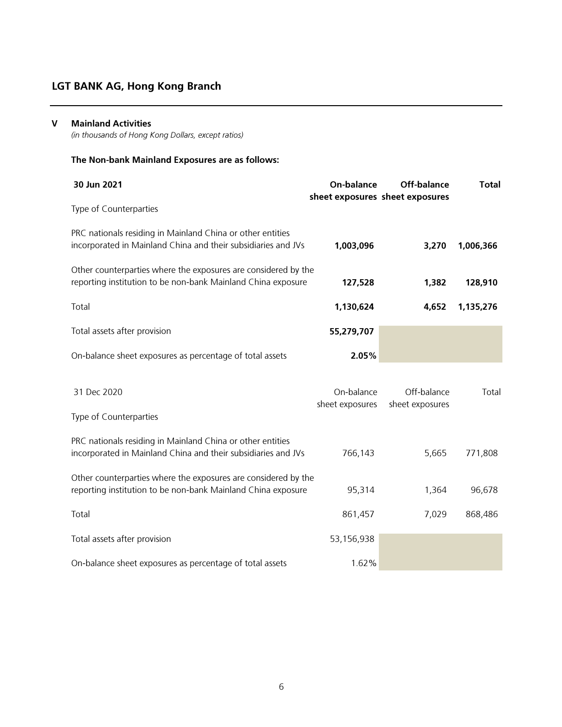## LGT BANK AG, Hong Kong Branch

### V Mainland Activities

*(in thousands of Hong Kong Dollars, except ratios)*

**The Non-bank Mainland Exposures are as follows:**

| **30 Jun 2021** | **On-balance sheet exposures** | **Off-balance sheet exposures** | **Total** |
|---|---|---|---|
| Type of Counterparties | | | |
| PRC nationals residing in Mainland China or other entities incorporated in Mainland China and their subsidiaries and JVs | **1,003,096** | **3,270** | **1,006,366** |
| Other counterparties where the exposures are considered by the reporting institution to be non-bank Mainland China exposure | **127,528** | **1,382** | **128,910** |
| Total | **1,130,624** | **4,652** | **1,135,276** |
| Total assets after provision | **55,279,707** | | |
| On-balance sheet exposures as percentage of total assets | **2.05%** | | |

| 31 Dec 2020 | On-balance sheet exposures | Off-balance sheet exposures | Total |
|---|---|---|---|
| Type of Counterparties | | | |
| PRC nationals residing in Mainland China or other entities incorporated in Mainland China and their subsidiaries and JVs | 766,143 | 5,665 | 771,808 |
| Other counterparties where the exposures are considered by the reporting institution to be non-bank Mainland China exposure | 95,314 | 1,364 | 96,678 |
| Total | 861,457 | 7,029 | 868,486 |
| Total assets after provision | 53,156,938 | | |
| On-balance sheet exposures as percentage of total assets | 1.62% | | |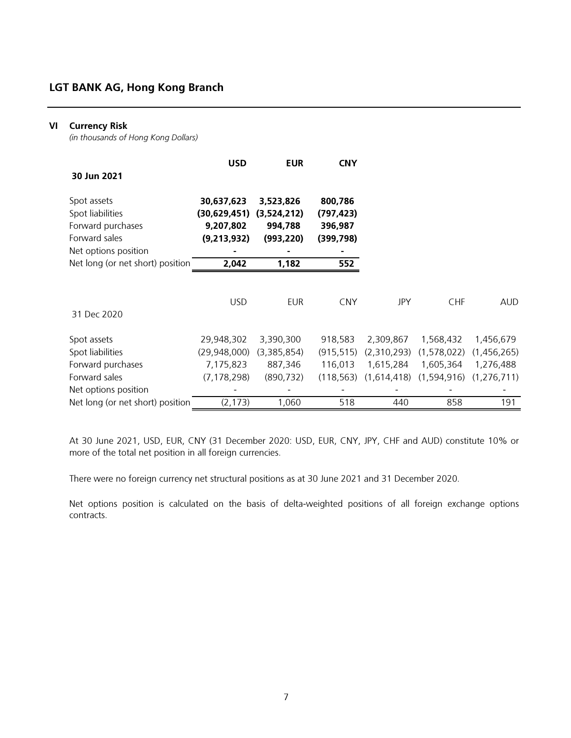## VI Currency Risk

*(in thousands of Hong Kong Dollars)*

| **30 Jun 2021** | **USD** | **EUR** | **CNY** |
|---|---|---|---|
| Spot assets | **30,637,623** | **3,523,826** | **800,786** |
| Spot liabilities | **(30,629,451)** | **(3,524,212)** | **(797,423)** |
| Forward purchases | **9,207,802** | **994,788** | **396,987** |
| Forward sales | **(9,213,932)** | **(993,220)** | **(399,798)** |
| Net options position | **-** | **-** | **-** |
| Net long (or net short) position | **2,042** | **1,182** | **552** |

| 31 Dec 2020 | USD | EUR | CNY | JPY | CHF | AUD |
|---|---|---|---|---|---|---|
| Spot assets | 29,948,302 | 3,390,300 | 918,583 | 2,309,867 | 1,568,432 | 1,456,679 |
| Spot liabilities | (29,948,000) | (3,385,854) | (915,515) | (2,310,293) | (1,578,022) | (1,456,265) |
| Forward purchases | 7,175,823 | 887,346 | 116,013 | 1,615,284 | 1,605,364 | 1,276,488 |
| Forward sales | (7,178,298) | (890,732) | (118,563) | (1,614,418) | (1,594,916) | (1,276,711) |
| Net options position | - | - | - | - | - | - |
| Net long (or net short) position | (2,173) | 1,060 | 518 | 440 | 858 | 191 |

At 30 June 2021, USD, EUR, CNY (31 December 2020: USD, EUR, CNY, JPY, CHF and AUD) constitute 10% or more of the total net position in all foreign currencies.

There were no foreign currency net structural positions as at 30 June 2021 and 31 December 2020.

Net options position is calculated on the basis of delta-weighted positions of all foreign exchange options contracts.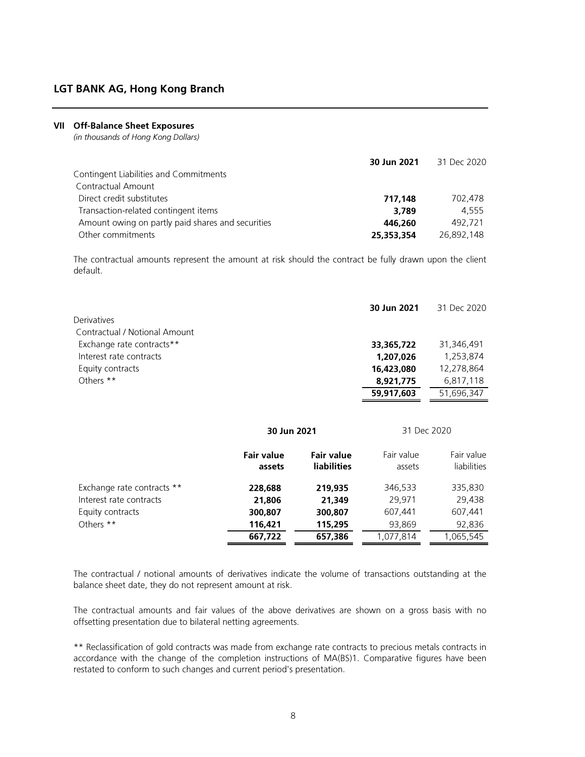# LGT BANK AG, Hong Kong Branch

## VII Off-Balance Sheet Exposures

*(in thousands of Hong Kong Dollars)*

| | **30 Jun 2021** | 31 Dec 2020 |
|---|---|---|
| Contingent Liabilities and Commitments | | |
| Contractual Amount | | |
| Direct credit substitutes | **717,148** | 702,478 |
| Transaction-related contingent items | **3,789** | 4,555 |
| Amount owing on partly paid shares and securities | **446,260** | 492,721 |
| Other commitments | **25,353,354** | 26,892,148 |

The contractual amounts represent the amount at risk should the contract be fully drawn upon the client default.

| | **30 Jun 2021** | 31 Dec 2020 |
|---|---|---|
| Derivatives | | |
| Contractual / Notional Amount | | |
| Exchange rate contracts** | **33,365,722** | 31,346,491 |
| Interest rate contracts | **1,207,026** | 1,253,874 |
| Equity contracts | **16,423,080** | 12,278,864 |
| Others ** | **8,921,775** | 6,817,118 |
| | **59,917,603** | 51,696,347 |

| | **30 Jun 2021** | | 31 Dec 2020 | |
|---|---|---|---|---|
| | **Fair value assets** | **Fair value liabilities** | Fair value assets | Fair value liabilities |
| Exchange rate contracts ** | **228,688** | **219,935** | 346,533 | 335,830 |
| Interest rate contracts | **21,806** | **21,349** | 29,971 | 29,438 |
| Equity contracts | **300,807** | **300,807** | 607,441 | 607,441 |
| Others ** | **116,421** | **115,295** | 93,869 | 92,836 |
| | **667,722** | **657,386** | 1,077,814 | 1,065,545 |

The contractual / notional amounts of derivatives indicate the volume of transactions outstanding at the balance sheet date, they do not represent amount at risk.

The contractual amounts and fair values of the above derivatives are shown on a gross basis with no offsetting presentation due to bilateral netting agreements.

** Reclassification of gold contracts was made from exchange rate contracts to precious metals contracts in accordance with the change of the completion instructions of MA(BS)1. Comparative figures have been restated to conform to such changes and current period's presentation.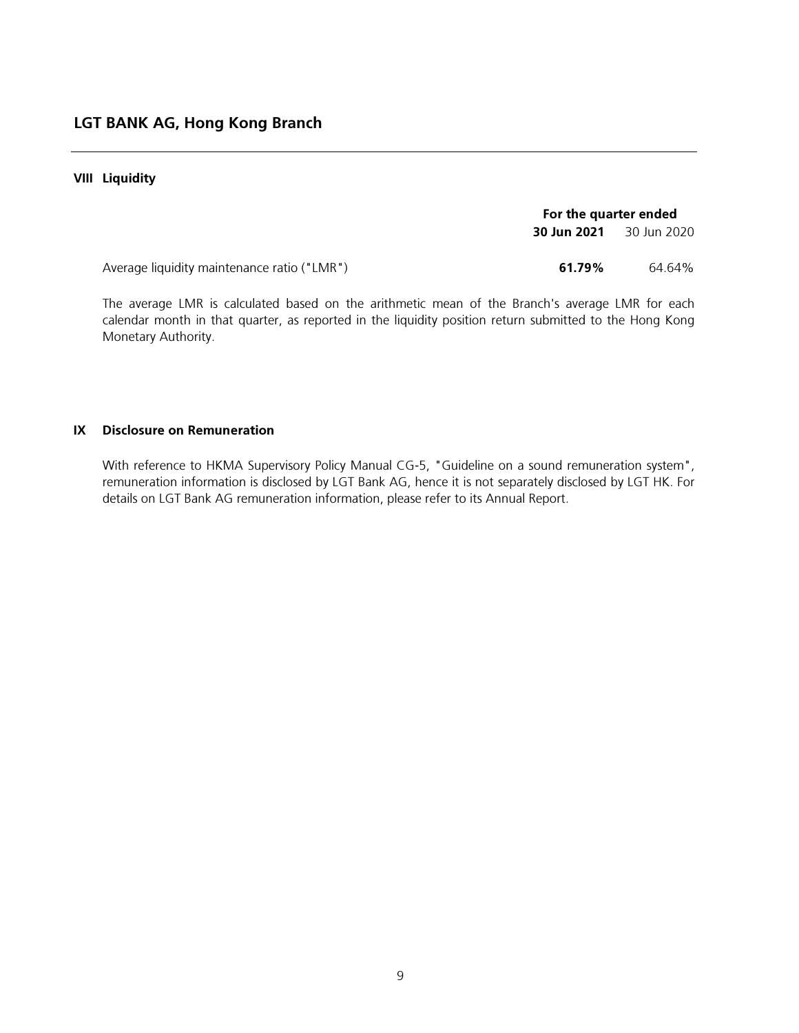# LGT BANK AG, Hong Kong Branch

## VIII Liquidity

| | For the quarter ended | |
|---|---|---|
| | **30 Jun 2021** | 30 Jun 2020 |
| Average liquidity maintenance ratio ("LMR") | **61.79%** | 64.64% |

The average LMR is calculated based on the arithmetic mean of the Branch's average LMR for each calendar month in that quarter, as reported in the liquidity position return submitted to the Hong Kong Monetary Authority.

## IX Disclosure on Remuneration

With reference to HKMA Supervisory Policy Manual CG-5, "Guideline on a sound remuneration system", remuneration information is disclosed by LGT Bank AG, hence it is not separately disclosed by LGT HK. For details on LGT Bank AG remuneration information, please refer to its Annual Report.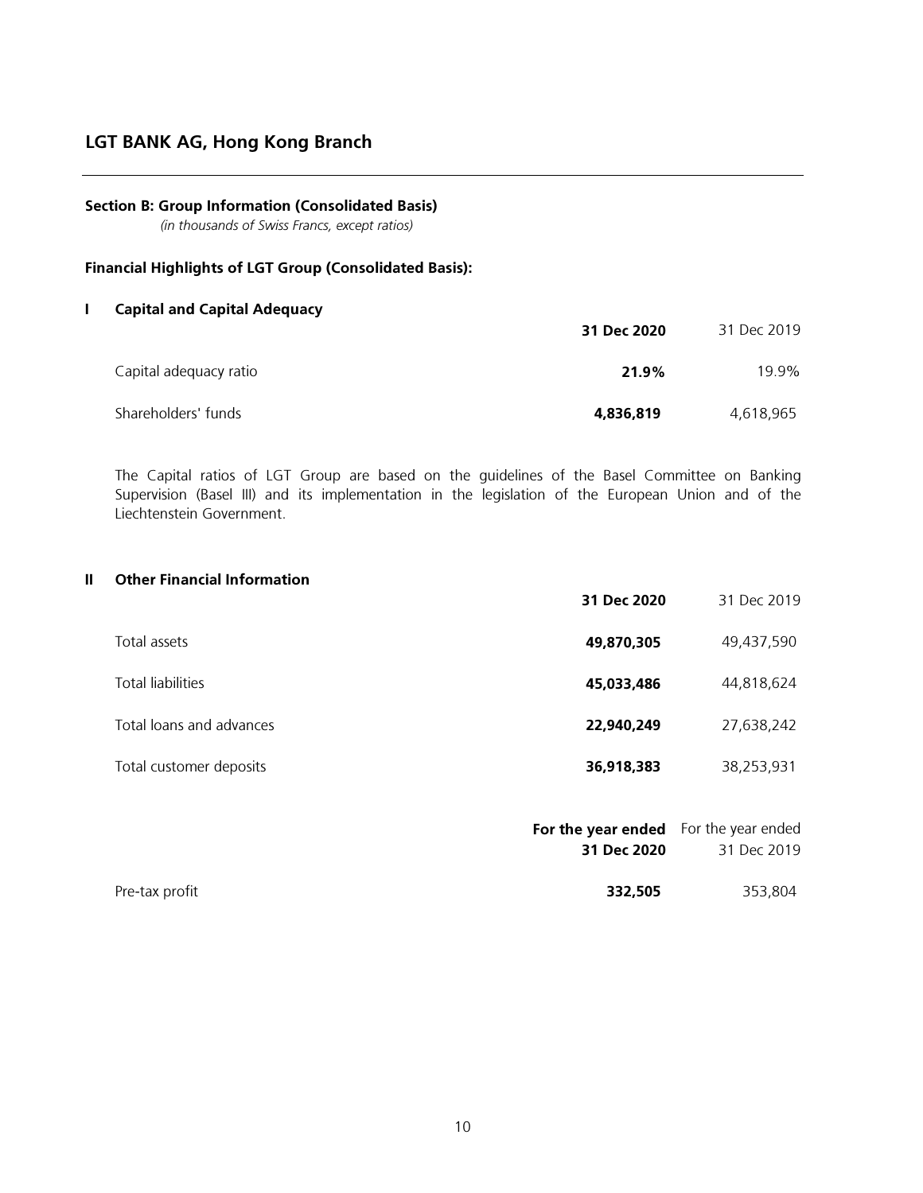## LGT BANK AG, Hong Kong Branch

**Section B: Group Information (Consolidated Basis)**
*(in thousands of Swiss Francs, except ratios)*

**Financial Highlights of LGT Group (Consolidated Basis):**

### I Capital and Capital Adequacy

| | **31 Dec 2020** | 31 Dec 2019 |
|---|---|---|
| Capital adequacy ratio | **21.9%** | 19.9% |
| Shareholders' funds | **4,836,819** | 4,618,965 |

The Capital ratios of LGT Group are based on the guidelines of the Basel Committee on Banking Supervision (Basel III) and its implementation in the legislation of the European Union and of the Liechtenstein Government.

### II Other Financial Information

| | **31 Dec 2020** | 31 Dec 2019 |
|---|---|---|
| Total assets | **49,870,305** | 49,437,590 |
| Total liabilities | **45,033,486** | 44,818,624 |
| Total loans and advances | **22,940,249** | 27,638,242 |
| Total customer deposits | **36,918,383** | 38,253,931 |

| | **For the year ended 31 Dec 2020** | For the year ended 31 Dec 2019 |
|---|---|---|
| Pre-tax profit | **332,505** | 353,804 |